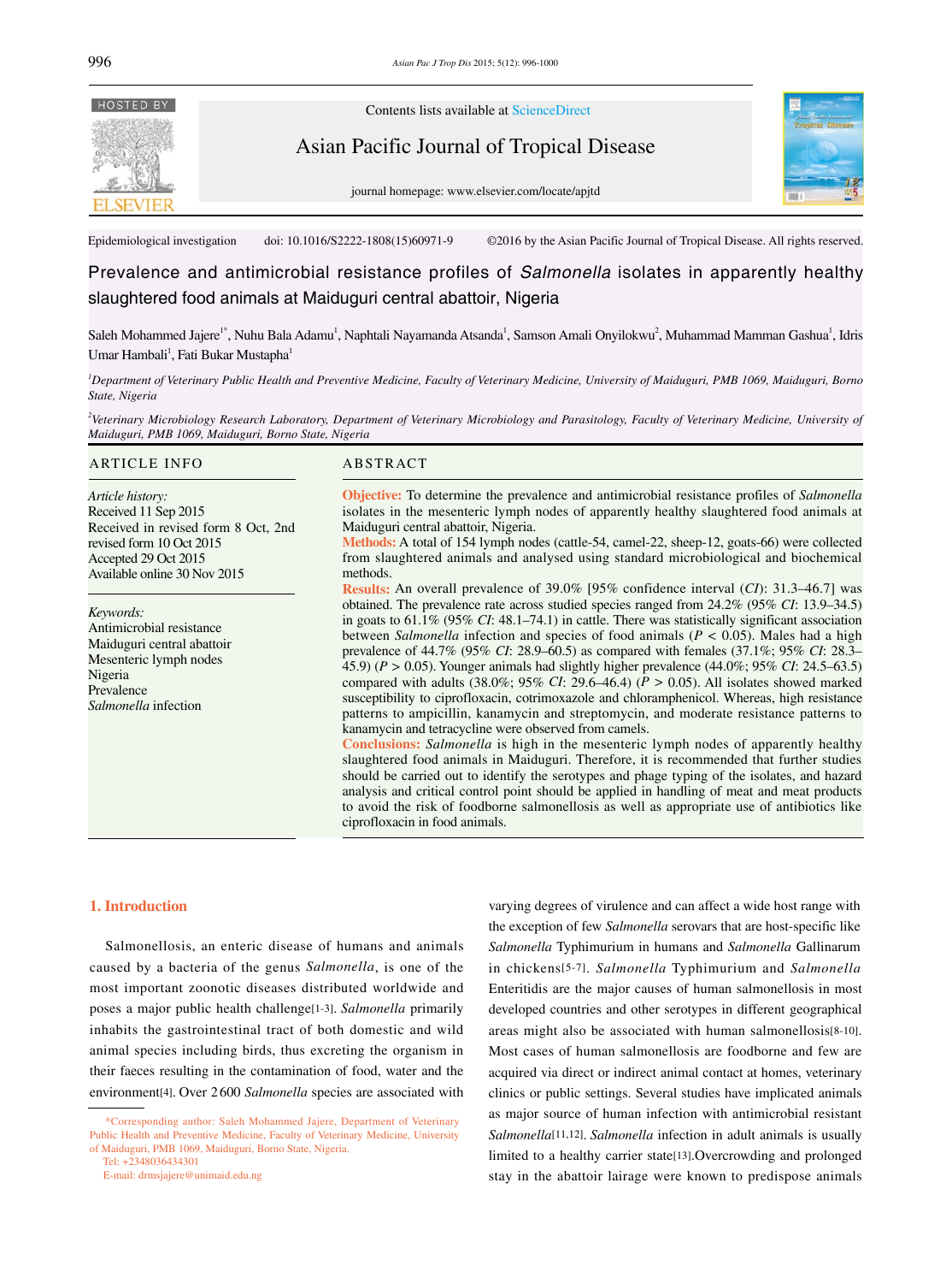Epidemiological investigation doi: 10.1016/S2222-1808(15)60971-9 ©2016 by the Asian Pacific Journal of Tropical Disease. All rights reserved.

# Prevalence and antimicrobial resistance profiles of *Salmonella* isolates in apparently healthy slaughtered food animals at Maiduguri central abattoir, Nigeria

Saleh Mohammed Jajere[1*], Nuhu Bala Adamu[1], Naphtali Nayamanda Atsanda[1], Samson Amali Onyilokwu[2], Muhammad Mamman Gashua[1], Idris Umar Hambali[1], Fati Bukar Mustapha[1]

[1]*Department of Veterinary Public Health and Preventive Medicine, Faculty of Veterinary Medicine, University of Maiduguri, PMB 1069, Maiduguri, Borno State, Nigeria*

[2]*Veterinary Microbiology Research Laboratory, Department of Veterinary Microbiology and Parasitology, Faculty of Veterinary Medicine, University of Maiduguri, PMB 1069, Maiduguri, Borno State, Nigeria*

## ARTICLE INFO

*Article history:*
Received 11 Sep 2015
Received in revised form 8 Oct, 2nd revised form 10 Oct 2015
Accepted 29 Oct 2015
Available online 30 Nov 2015

*Keywords:*
Antimicrobial resistance
Maiduguri central abattoir
Mesenteric lymph nodes
Nigeria
Prevalence
*Salmonella* infection

## ABSTRACT

**Objective:** To determine the prevalence and antimicrobial resistance profiles of *Salmonella* isolates in the mesenteric lymph nodes of apparently healthy slaughtered food animals at Maiduguri central abattoir, Nigeria.

**Methods:** A total of 154 lymph nodes (cattle-54, camel-22, sheep-12, goats-66) were collected from slaughtered animals and analysed using standard microbiological and biochemical methods.

**Results:** An overall prevalence of 39.0% [95% confidence interval (*CI*): 31.3–46.7] was obtained. The prevalence rate across studied species ranged from 24.2% (95% *CI*: 13.9–34.5) in goats to 61.1% (95% *CI*: 48.1–74.1) in cattle. There was statistically significant association between *Salmonella* infection and species of food animals ($P < 0.05$). Males had a high prevalence of 44.7% (95% *CI*: 28.9–60.5) as compared with females (37.1%; 95% *CI*: 28.3–45.9) ($P > 0.05$). Younger animals had slightly higher prevalence (44.0%; 95% *CI*: 24.5–63.5) compared with adults (38.0%; 95% *CI*: 29.6–46.4) ($P > 0.05$). All isolates showed marked susceptibility to ciprofloxacin, cotrimoxazole and chloramphenicol. Whereas, high resistance patterns to ampicillin, kanamycin and streptomycin, and moderate resistance patterns to kanamycin and tetracycline were observed from camels.

**Conclusions:** *Salmonella* is high in the mesenteric lymph nodes of apparently healthy slaughtered food animals in Maiduguri. Therefore, it is recommended that further studies should be carried out to identify the serotypes and phage typing of the isolates, and hazard analysis and critical control point should be applied in handling of meat and meat products to avoid the risk of foodborne salmonellosis as well as appropriate use of antibiotics like ciprofloxacin in food animals.

## 1. Introduction

Salmonellosis, an enteric disease of humans and animals caused by a bacteria of the genus *Salmonella*, is one of the most important zoonotic diseases distributed worldwide and poses a major public health challenge[1-3]. *Salmonella* primarily inhabits the gastrointestinal tract of both domestic and wild animal species including birds, thus excreting the organism in their faeces resulting in the contamination of food, water and the environment[4]. Over 2600 *Salmonella* species are associated with varying degrees of virulence and can affect a wide host range with the exception of few *Salmonella* serovars that are host-specific like *Salmonella* Typhimurium in humans and *Salmonella* Gallinarum in chickens[5-7]. *Salmonella* Typhimurium and *Salmonella* Enteritidis are the major causes of human salmonellosis in most developed countries and other serotypes in different geographical areas might also be associated with human salmonellosis[8-10]. Most cases of human salmonellosis are foodborne and few are acquired via direct or indirect animal contact at homes, veterinary clinics or public settings. Several studies have implicated animals as major source of human infection with antimicrobial resistant *Salmonella*[11,12]. *Salmonella* infection in adult animals is usually limited to a healthy carrier state[13].Overcrowding and prolonged stay in the abattoir lairage were known to predispose animals

\*Corresponding author: Saleh Mohammed Jajere, Department of Veterinary Public Health and Preventive Medicine, Faculty of Veterinary Medicine, University of Maiduguri, PMB 1069, Maiduguri, Borno State, Nigeria.
Tel: +2348036434301
E-mail: drmsjajere@unimaid.edu.ng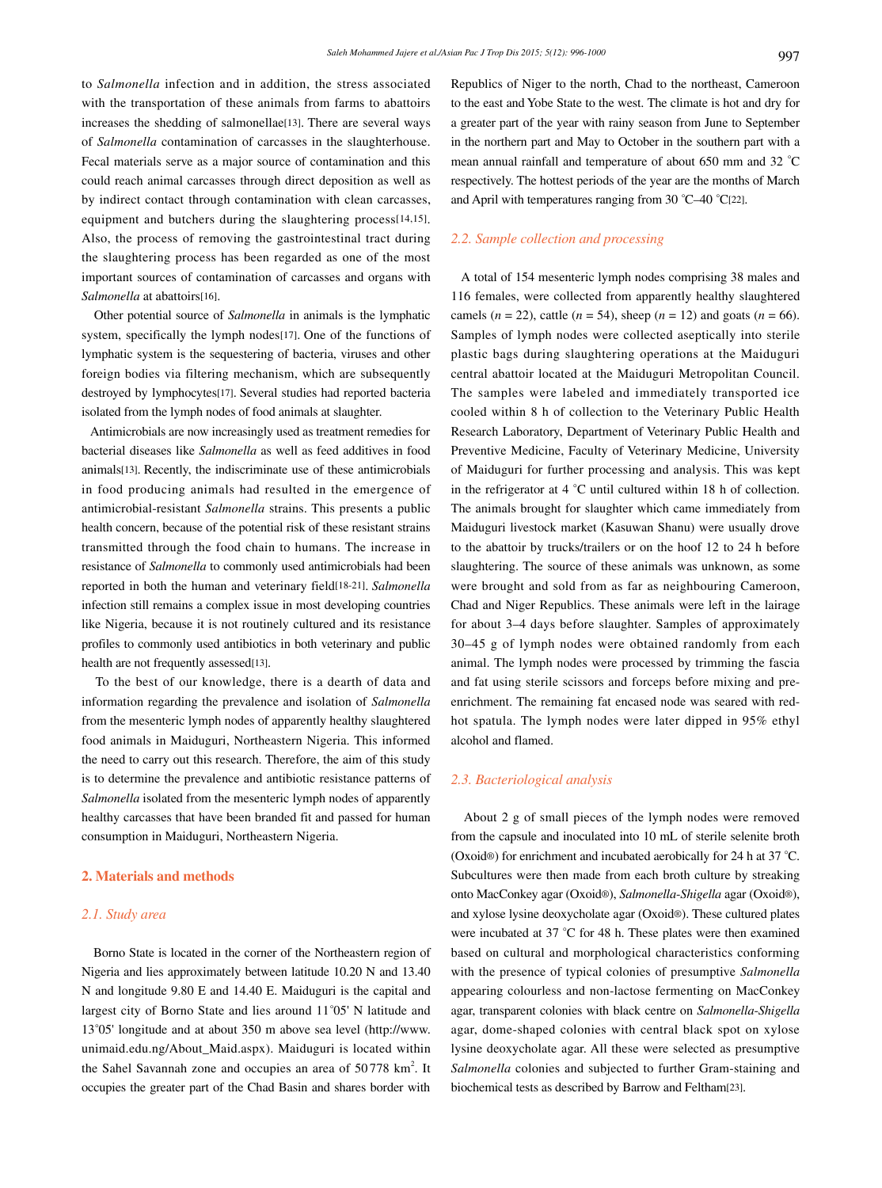to *Salmonella* infection and in addition, the stress associated with the transportation of these animals from farms to abattoirs increases the shedding of salmonellae[13]. There are several ways of *Salmonella* contamination of carcasses in the slaughterhouse. Fecal materials serve as a major source of contamination and this could reach animal carcasses through direct deposition as well as by indirect contact through contamination with clean carcasses, equipment and butchers during the slaughtering process[14,15]. Also, the process of removing the gastrointestinal tract during the slaughtering process has been regarded as one of the most important sources of contamination of carcasses and organs with *Salmonella* at abattoirs[16].

Other potential source of *Salmonella* in animals is the lymphatic system, specifically the lymph nodes[17]. One of the functions of lymphatic system is the sequestering of bacteria, viruses and other foreign bodies via filtering mechanism, which are subsequently destroyed by lymphocytes[17]. Several studies had reported bacteria isolated from the lymph nodes of food animals at slaughter.

Antimicrobials are now increasingly used as treatment remedies for bacterial diseases like *Salmonella* as well as feed additives in food animals[13]. Recently, the indiscriminate use of these antimicrobials in food producing animals had resulted in the emergence of antimicrobial-resistant *Salmonella* strains. This presents a public health concern, because of the potential risk of these resistant strains transmitted through the food chain to humans. The increase in resistance of *Salmonella* to commonly used antimicrobials had been reported in both the human and veterinary field[18-21]. *Salmonella* infection still remains a complex issue in most developing countries like Nigeria, because it is not routinely cultured and its resistance profiles to commonly used antibiotics in both veterinary and public health are not frequently assessed[13].

To the best of our knowledge, there is a dearth of data and information regarding the prevalence and isolation of *Salmonella* from the mesenteric lymph nodes of apparently healthy slaughtered food animals in Maiduguri, Northeastern Nigeria. This informed the need to carry out this research. Therefore, the aim of this study is to determine the prevalence and antibiotic resistance patterns of *Salmonella* isolated from the mesenteric lymph nodes of apparently healthy carcasses that have been branded fit and passed for human consumption in Maiduguri, Northeastern Nigeria.

## 2. Materials and methods

### 2.1. Study area

Borno State is located in the corner of the Northeastern region of Nigeria and lies approximately between latitude 10.20 N and 13.40 N and longitude 9.80 E and 14.40 E. Maiduguri is the capital and largest city of Borno State and lies around 11°05' N latitude and 13°05' longitude and at about 350 m above sea level (http://www.unimaid.edu.ng/About_Maid.aspx). Maiduguri is located within the Sahel Savannah zone and occupies an area of 50 778 km$^2$. It occupies the greater part of the Chad Basin and shares border with Republics of Niger to the north, Chad to the northeast, Cameroon to the east and Yobe State to the west. The climate is hot and dry for a greater part of the year with rainy season from June to September in the northern part and May to October in the southern part with a mean annual rainfall and temperature of about 650 mm and 32 °C respectively. The hottest periods of the year are the months of March and April with temperatures ranging from 30 °C–40 °C[22].

### 2.2. Sample collection and processing

A total of 154 mesenteric lymph nodes comprising 38 males and 116 females, were collected from apparently healthy slaughtered camels ($n$ = 22), cattle ($n$ = 54), sheep ($n$ = 12) and goats ($n$ = 66). Samples of lymph nodes were collected aseptically into sterile plastic bags during slaughtering operations at the Maiduguri central abattoir located at the Maiduguri Metropolitan Council. The samples were labeled and immediately transported ice cooled within 8 h of collection to the Veterinary Public Health Research Laboratory, Department of Veterinary Public Health and Preventive Medicine, Faculty of Veterinary Medicine, University of Maiduguri for further processing and analysis. This was kept in the refrigerator at 4 °C until cultured within 18 h of collection. The animals brought for slaughter which came immediately from Maiduguri livestock market (Kasuwan Shanu) were usually drove to the abattoir by trucks/trailers or on the hoof 12 to 24 h before slaughtering. The source of these animals was unknown, as some were brought and sold from as far as neighbouring Cameroon, Chad and Niger Republics. These animals were left in the lairage for about 3–4 days before slaughter. Samples of approximately 30–45 g of lymph nodes were obtained randomly from each animal. The lymph nodes were processed by trimming the fascia and fat using sterile scissors and forceps before mixing and pre-enrichment. The remaining fat encased node was seared with red-hot spatula. The lymph nodes were later dipped in 95% ethyl alcohol and flamed.

### 2.3. Bacteriological analysis

About 2 g of small pieces of the lymph nodes were removed from the capsule and inoculated into 10 mL of sterile selenite broth (Oxoid®) for enrichment and incubated aerobically for 24 h at 37 °C. Subcultures were then made from each broth culture by streaking onto MacConkey agar (Oxoid®), *Salmonella-Shigella* agar (Oxoid®), and xylose lysine deoxycholate agar (Oxoid®). These cultured plates were incubated at 37 °C for 48 h. These plates were then examined based on cultural and morphological characteristics conforming with the presence of typical colonies of presumptive *Salmonella* appearing colourless and non-lactose fermenting on MacConkey agar, transparent colonies with black centre on *Salmonella-Shigella* agar, dome-shaped colonies with central black spot on xylose lysine deoxycholate agar. All these were selected as presumptive *Salmonella* colonies and subjected to further Gram-staining and biochemical tests as described by Barrow and Feltham[23].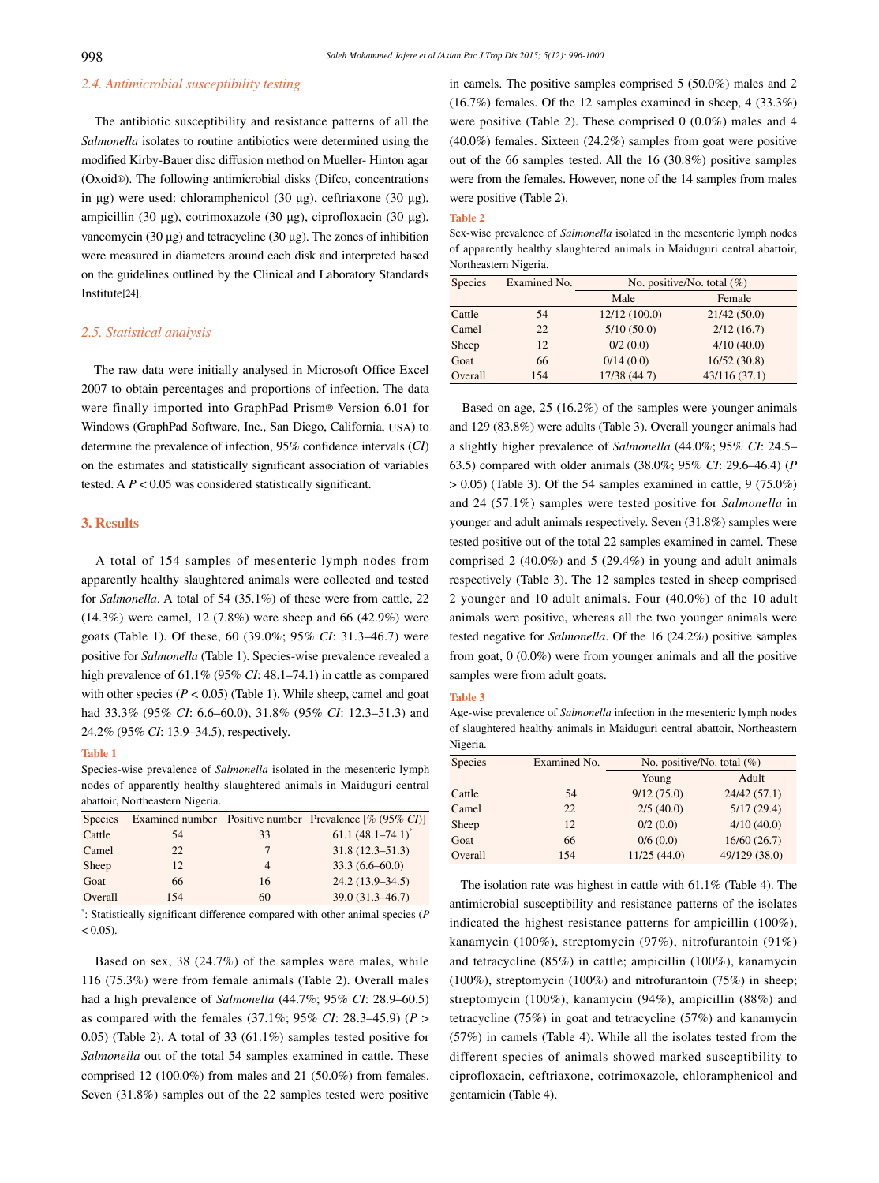### 2.4. Antimicrobial susceptibility testing

The antibiotic susceptibility and resistance patterns of all the *Salmonella* isolates to routine antibiotics were determined using the modified Kirby-Bauer disc diffusion method on Mueller- Hinton agar (Oxoid®). The following antimicrobial disks (Difco, concentrations in μg) were used: chloramphenicol (30 μg), ceftriaxone (30 μg), ampicillin (30 μg), cotrimoxazole (30 μg), ciprofloxacin (30 μg), vancomycin (30 μg) and tetracycline (30 μg). The zones of inhibition were measured in diameters around each disk and interpreted based on the guidelines outlined by the Clinical and Laboratory Standards Institute[24].

### 2.5. Statistical analysis

The raw data were initially analysed in Microsoft Office Excel 2007 to obtain percentages and proportions of infection. The data were finally imported into GraphPad Prism® Version 6.01 for Windows (GraphPad Software, Inc., San Diego, California, USA) to determine the prevalence of infection, 95% confidence intervals (*CI*) on the estimates and statistically significant association of variables tested. A $P < 0.05$ was considered statistically significant.

## 3. Results

A total of 154 samples of mesenteric lymph nodes from apparently healthy slaughtered animals were collected and tested for *Salmonella*. A total of 54 (35.1%) of these were from cattle, 22 (14.3%) were camel, 12 (7.8%) were sheep and 66 (42.9%) were goats (Table 1). Of these, 60 (39.0%; 95% *CI*: 31.3–46.7) were positive for *Salmonella* (Table 1). Species-wise prevalence revealed a high prevalence of 61.1% (95% *CI*: 48.1–74.1) in cattle as compared with other species ($P < 0.05$) (Table 1). While sheep, camel and goat had 33.3% (95% *CI*: 6.6–60.0), 31.8% (95% *CI*: 12.3–51.3) and 24.2% (95% *CI*: 13.9–34.5), respectively.

**Table 1**

Species-wise prevalence of *Salmonella* isolated in the mesenteric lymph nodes of apparently healthy slaughtered animals in Maiduguri central abattoir, Northeastern Nigeria.

| Species | Examined number | Positive number | Prevalence [% (95% *CI*)] |
|---|---|---|---|
| Cattle | 54 | 33 | 61.1 (48.1–74.1)* |
| Camel | 22 | 7 | 31.8 (12.3–51.3) |
| Sheep | 12 | 4 | 33.3 (6.6–60.0) |
| Goat | 66 | 16 | 24.2 (13.9–34.5) |
| Overall | 154 | 60 | 39.0 (31.3–46.7) |

*: Statistically significant difference compared with other animal species ($P < 0.05$).

Based on sex, 38 (24.7%) of the samples were males, while 116 (75.3%) were from female animals (Table 2). Overall males had a high prevalence of *Salmonella* (44.7%; 95% *CI*: 28.9–60.5) as compared with the females (37.1%; 95% *CI*: 28.3–45.9) ($P > 0.05$) (Table 2). A total of 33 (61.1%) samples tested positive for *Salmonella* out of the total 54 samples examined in cattle. These comprised 12 (100.0%) from males and 21 (50.0%) from females. Seven (31.8%) samples out of the 22 samples tested were positive in camels. The positive samples comprised 5 (50.0%) males and 2 (16.7%) females. Of the 12 samples examined in sheep, 4 (33.3%) were positive (Table 2). These comprised 0 (0.0%) males and 4 (40.0%) females. Sixteen (24.2%) samples from goat were positive out of the 66 samples tested. All the 16 (30.8%) positive samples were from the females. However, none of the 14 samples from males were positive (Table 2).

**Table 2**

Sex-wise prevalence of *Salmonella* isolated in the mesenteric lymph nodes of apparently healthy slaughtered animals in Maiduguri central abattoir, Northeastern Nigeria.

| Species | Examined No. | No. positive/No. total (%) | |
|---|---|---|---|
| | | Male | Female |
| Cattle | 54 | 12/12 (100.0) | 21/42 (50.0) |
| Camel | 22 | 5/10 (50.0) | 2/12 (16.7) |
| Sheep | 12 | 0/2 (0.0) | 4/10 (40.0) |
| Goat | 66 | 0/14 (0.0) | 16/52 (30.8) |
| Overall | 154 | 17/38 (44.7) | 43/116 (37.1) |

Based on age, 25 (16.2%) of the samples were younger animals and 129 (83.8%) were adults (Table 3). Overall younger animals had a slightly higher prevalence of *Salmonella* (44.0%; 95% *CI*: 24.5–63.5) compared with older animals (38.0%; 95% *CI*: 29.6–46.4) ($P > 0.05$) (Table 3). Of the 54 samples examined in cattle, 9 (75.0%) and 24 (57.1%) samples were tested positive for *Salmonella* in younger and adult animals respectively. Seven (31.8%) samples were tested positive out of the total 22 samples examined in camel. These comprised 2 (40.0%) and 5 (29.4%) in young and adult animals respectively (Table 3). The 12 samples tested in sheep comprised 2 younger and 10 adult animals. Four (40.0%) of the 10 adult animals were positive, whereas all the two younger animals were tested negative for *Salmonella*. Of the 16 (24.2%) positive samples from goat, 0 (0.0%) were from younger animals and all the positive samples were from adult goats.

**Table 3**

Age-wise prevalence of *Salmonella* infection in the mesenteric lymph nodes of slaughtered healthy animals in Maiduguri central abattoir, Northeastern Nigeria.

| Species | Examined No. | No. positive/No. total (%) | |
|---|---|---|---|
| | | Young | Adult |
| Cattle | 54 | 9/12 (75.0) | 24/42 (57.1) |
| Camel | 22 | 2/5 (40.0) | 5/17 (29.4) |
| Sheep | 12 | 0/2 (0.0) | 4/10 (40.0) |
| Goat | 66 | 0/6 (0.0) | 16/60 (26.7) |
| Overall | 154 | 11/25 (44.0) | 49/129 (38.0) |

The isolation rate was highest in cattle with 61.1% (Table 4). The antimicrobial susceptibility and resistance patterns of the isolates indicated the highest resistance patterns for ampicillin (100%), kanamycin (100%), streptomycin (97%), nitrofurantoin (91%) and tetracycline (85%) in cattle; ampicillin (100%), kanamycin (100%), streptomycin (100%) and nitrofurantoin (75%) in sheep; streptomycin (100%), kanamycin (94%), ampicillin (88%) and tetracycline (75%) in goat and tetracycline (57%) and kanamycin (57%) in camels (Table 4). While all the isolates tested from the different species of animals showed marked susceptibility to ciprofloxacin, ceftriaxone, cotrimoxazole, chloramphenicol and gentamicin (Table 4).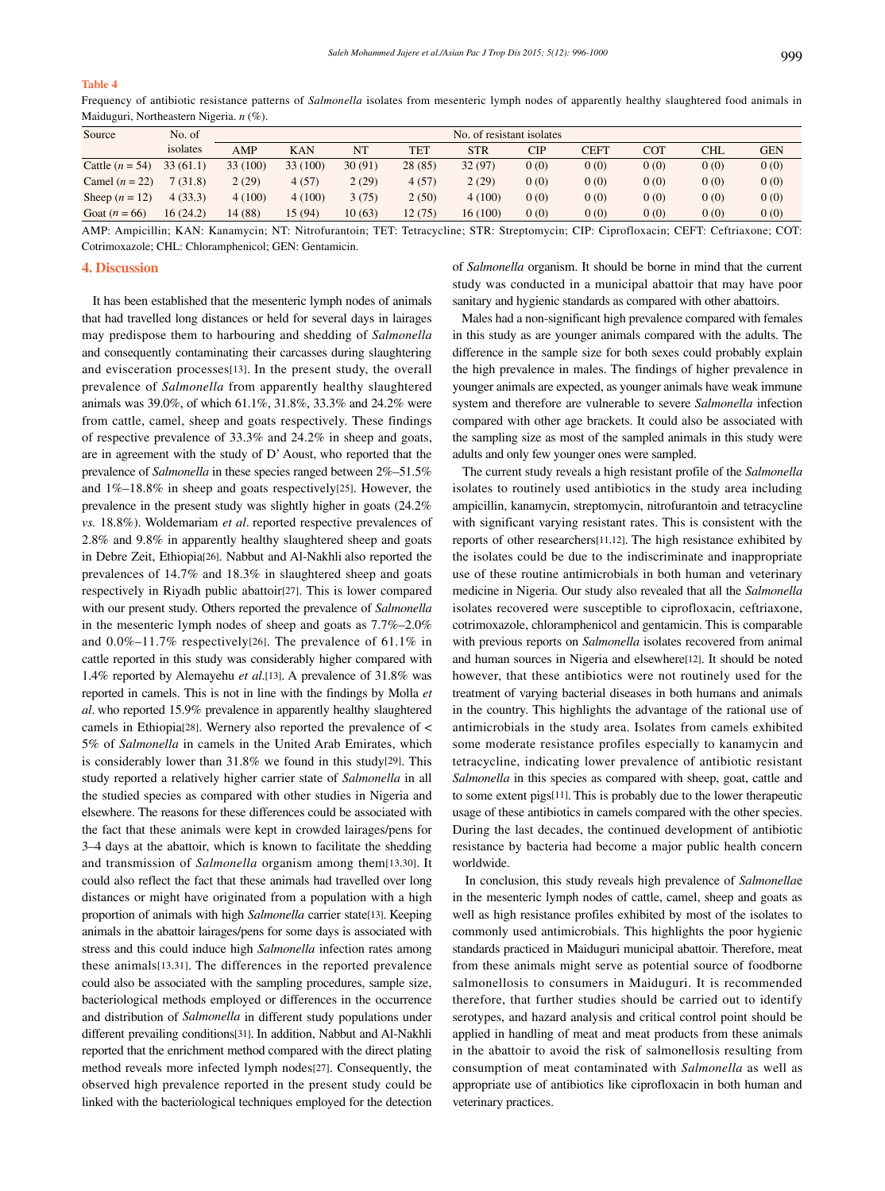**Table 4**

Frequency of antibiotic resistance patterns of *Salmonella* isolates from mesenteric lymph nodes of apparently healthy slaughtered food animals in Maiduguri, Northeastern Nigeria. *n* (%).

| Source | No. of isolates | No. of resistant isolates | | | | | | | | | |
|---|---|---|---|---|---|---|---|---|---|---|---|
| | | AMP | KAN | NT | TET | STR | CIP | CEFT | COT | CHL | GEN |
| Cattle (*n* = 54) | 33 (61.1) | 33 (100) | 33 (100) | 30 (91) | 28 (85) | 32 (97) | 0 (0) | 0 (0) | 0 (0) | 0 (0) | 0 (0) |
| Camel (*n* = 22) | 7 (31.8) | 2 (29) | 4 (57) | 2 (29) | 4 (57) | 2 (29) | 0 (0) | 0 (0) | 0 (0) | 0 (0) | 0 (0) |
| Sheep (*n* = 12) | 4 (33.3) | 4 (100) | 4 (100) | 3 (75) | 2 (50) | 4 (100) | 0 (0) | 0 (0) | 0 (0) | 0 (0) | 0 (0) |
| Goat (*n* = 66) | 16 (24.2) | 14 (88) | 15 (94) | 10 (63) | 12 (75) | 16 (100) | 0 (0) | 0 (0) | 0 (0) | 0 (0) | 0 (0) |

AMP: Ampicillin; KAN: Kanamycin; NT: Nitrofurantoin; TET: Tetracycline; STR: Streptomycin; CIP: Ciprofloxacin; CEFT: Ceftriaxone; COT: Cotrimoxazole; CHL: Chloramphenicol; GEN: Gentamicin.

## 4. Discussion

It has been established that the mesenteric lymph nodes of animals that had travelled long distances or held for several days in lairages may predispose them to harbouring and shedding of *Salmonella* and consequently contaminating their carcasses during slaughtering and evisceration processes[13]. In the present study, the overall prevalence of *Salmonella* from apparently healthy slaughtered animals was 39.0%, of which 61.1%, 31.8%, 33.3% and 24.2% were from cattle, camel, sheep and goats respectively. These findings of respective prevalence of 33.3% and 24.2% in sheep and goats, are in agreement with the study of D' Aoust, who reported that the prevalence of *Salmonella* in these species ranged between 2%–51.5% and 1%–18.8% in sheep and goats respectively[25]. However, the prevalence in the present study was slightly higher in goats (24.2% *vs.* 18.8%). Woldemariam *et al*. reported respective prevalences of 2.8% and 9.8% in apparently healthy slaughtered sheep and goats in Debre Zeit, Ethiopia[26]. Nabbut and Al-Nakhli also reported the prevalences of 14.7% and 18.3% in slaughtered sheep and goats respectively in Riyadh public abattoir[27]. This is lower compared with our present study. Others reported the prevalence of *Salmonella* in the mesenteric lymph nodes of sheep and goats as 7.7%–2.0% and 0.0%–11.7% respectively[26]. The prevalence of 61.1% in cattle reported in this study was considerably higher compared with 1.4% reported by Alemayehu *et al*.[13]. A prevalence of 31.8% was reported in camels. This is not in line with the findings by Molla *et al*. who reported 15.9% prevalence in apparently healthy slaughtered camels in Ethiopia[28]. Wernery also reported the prevalence of < 5% of *Salmonella* in camels in the United Arab Emirates, which is considerably lower than 31.8% we found in this study[29]. This study reported a relatively higher carrier state of *Salmonella* in all the studied species as compared with other studies in Nigeria and elsewhere. The reasons for these differences could be associated with the fact that these animals were kept in crowded lairages/pens for 3–4 days at the abattoir, which is known to facilitate the shedding and transmission of *Salmonella* organism among them[13,30]. It could also reflect the fact that these animals had travelled over long distances or might have originated from a population with a high proportion of animals with high *Salmonella* carrier state[13]. Keeping animals in the abattoir lairages/pens for some days is associated with stress and this could induce high *Salmonella* infection rates among these animals[13,31]. The differences in the reported prevalence could also be associated with the sampling procedures, sample size, bacteriological methods employed or differences in the occurrence and distribution of *Salmonella* in different study populations under different prevailing conditions[31]. In addition, Nabbut and Al-Nakhli reported that the enrichment method compared with the direct plating method reveals more infected lymph nodes[27]. Consequently, the observed high prevalence reported in the present study could be linked with the bacteriological techniques employed for the detection of *Salmonella* organism. It should be borne in mind that the current study was conducted in a municipal abattoir that may have poor sanitary and hygienic standards as compared with other abattoirs.

Males had a non-significant high prevalence compared with females in this study as are younger animals compared with the adults. The difference in the sample size for both sexes could probably explain the high prevalence in males. The findings of higher prevalence in younger animals are expected, as younger animals have weak immune system and therefore are vulnerable to severe *Salmonella* infection compared with other age brackets. It could also be associated with the sampling size as most of the sampled animals in this study were adults and only few younger ones were sampled.

The current study reveals a high resistant profile of the *Salmonella* isolates to routinely used antibiotics in the study area including ampicillin, kanamycin, streptomycin, nitrofurantoin and tetracycline with significant varying resistant rates. This is consistent with the reports of other researchers[11,12]. The high resistance exhibited by the isolates could be due to the indiscriminate and inappropriate use of these routine antimicrobials in both human and veterinary medicine in Nigeria. Our study also revealed that all the *Salmonella* isolates recovered were susceptible to ciprofloxacin, ceftriaxone, cotrimoxazole, chloramphenicol and gentamicin. This is comparable with previous reports on *Salmonella* isolates recovered from animal and human sources in Nigeria and elsewhere[12]. It should be noted however, that these antibiotics were not routinely used for the treatment of varying bacterial diseases in both humans and animals in the country. This highlights the advantage of the rational use of antimicrobials in the study area. Isolates from camels exhibited some moderate resistance profiles especially to kanamycin and tetracycline, indicating lower prevalence of antibiotic resistant *Salmonella* in this species as compared with sheep, goat, cattle and to some extent pigs[11]. This is probably due to the lower therapeutic usage of these antibiotics in camels compared with the other species. During the last decades, the continued development of antibiotic resistance by bacteria had become a major public health concern worldwide.

In conclusion, this study reveals high prevalence of *Salmonellae* in the mesenteric lymph nodes of cattle, camel, sheep and goats as well as high resistance profiles exhibited by most of the isolates to commonly used antimicrobials. This highlights the poor hygienic standards practiced in Maiduguri municipal abattoir. Therefore, meat from these animals might serve as potential source of foodborne salmonellosis to consumers in Maiduguri. It is recommended therefore, that further studies should be carried out to identify serotypes, and hazard analysis and critical control point should be applied in handling of meat and meat products from these animals in the abattoir to avoid the risk of salmonellosis resulting from consumption of meat contaminated with *Salmonella* as well as appropriate use of antibiotics like ciprofloxacin in both human and veterinary practices.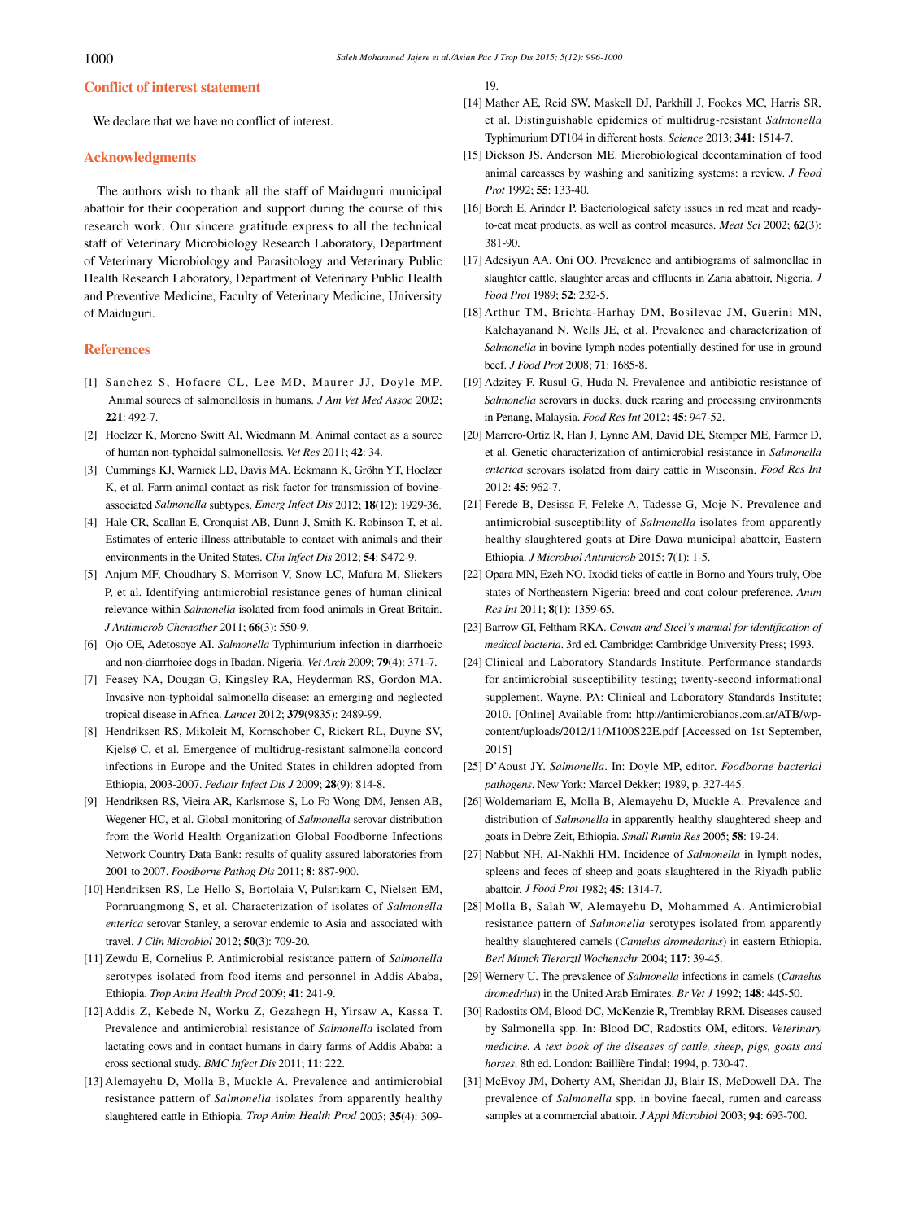## Conflict of interest statement

We declare that we have no conflict of interest.

## Acknowledgments

The authors wish to thank all the staff of Maiduguri municipal abattoir for their cooperation and support during the course of this research work. Our sincere gratitude express to all the technical staff of Veterinary Microbiology Research Laboratory, Department of Veterinary Microbiology and Parasitology and Veterinary Public Health Research Laboratory, Department of Veterinary Public Health and Preventive Medicine, Faculty of Veterinary Medicine, University of Maiduguri.

## References

[1] Sanchez S, Hofacre CL, Lee MD, Maurer JJ, Doyle MP. Animal sources of salmonellosis in humans. *J Am Vet Med Assoc* 2002; **221**: 492-7.

[2] Hoelzer K, Moreno Switt AI, Wiedmann M. Animal contact as a source of human non-typhoidal salmonellosis. *Vet Res* 2011; **42**: 34.

[3] Cummings KJ, Warnick LD, Davis MA, Eckmann K, Gröhn YT, Hoelzer K, et al. Farm animal contact as risk factor for transmission of bovine-associated *Salmonella* subtypes. *Emerg Infect Dis* 2012; **18**(12): 1929-36.

[4] Hale CR, Scallan E, Cronquist AB, Dunn J, Smith K, Robinson T, et al. Estimates of enteric illness attributable to contact with animals and their environments in the United States. *Clin Infect Dis* 2012; **54**: S472-9.

[5] Anjum MF, Choudhary S, Morrison V, Snow LC, Mafura M, Slickers P, et al. Identifying antimicrobial resistance genes of human clinical relevance within *Salmonella* isolated from food animals in Great Britain. *J Antimicrob Chemother* 2011; **66**(3): 550-9.

[6] Ojo OE, Adetosoye AI. *Salmonella* Typhimurium infection in diarrhoeic and non-diarrhoiec dogs in Ibadan, Nigeria. *Vet Arch* 2009; **79**(4): 371-7.

[7] Feasey NA, Dougan G, Kingsley RA, Heyderman RS, Gordon MA. Invasive non-typhoidal salmonella disease: an emerging and neglected tropical disease in Africa. *Lancet* 2012; **379**(9835): 2489-99.

[8] Hendriksen RS, Mikoleit M, Kornschober C, Rickert RL, Duyne SV, Kjelsø C, et al. Emergence of multidrug-resistant salmonella concord infections in Europe and the United States in children adopted from Ethiopia, 2003-2007. *Pediatr Infect Dis J* 2009; **28**(9): 814-8.

[9] Hendriksen RS, Vieira AR, Karlsmose S, Lo Fo Wong DM, Jensen AB, Wegener HC, et al. Global monitoring of *Salmonella* serovar distribution from the World Health Organization Global Foodborne Infections Network Country Data Bank: results of quality assured laboratories from 2001 to 2007. *Foodborne Pathog Dis* 2011; **8**: 887-900.

[10] Hendriksen RS, Le Hello S, Bortolaia V, Pulsrikarn C, Nielsen EM, Pornruangmong S, et al. Characterization of isolates of *Salmonella enterica* serovar Stanley, a serovar endemic to Asia and associated with travel. *J Clin Microbiol* 2012; **50**(3): 709-20.

[11] Zewdu E, Cornelius P. Antimicrobial resistance pattern of *Salmonella* serotypes isolated from food items and personnel in Addis Ababa, Ethiopia. *Trop Anim Health Prod* 2009; **41**: 241-9.

[12] Addis Z, Kebede N, Worku Z, Gezahegn H, Yirsaw A, Kassa T. Prevalence and antimicrobial resistance of *Salmonella* isolated from lactating cows and in contact humans in dairy farms of Addis Ababa: a cross sectional study. *BMC Infect Dis* 2011; **11**: 222.

[13] Alemayehu D, Molla B, Muckle A. Prevalence and antimicrobial resistance pattern of *Salmonella* isolates from apparently healthy slaughtered cattle in Ethiopia. *Trop Anim Health Prod* 2003; **35**(4): 309-19.

[14] Mather AE, Reid SW, Maskell DJ, Parkhill J, Fookes MC, Harris SR, et al. Distinguishable epidemics of multidrug-resistant *Salmonella* Typhimurium DT104 in different hosts. *Science* 2013; **341**: 1514-7.

[15] Dickson JS, Anderson ME. Microbiological decontamination of food animal carcasses by washing and sanitizing systems: a review. *J Food Prot* 1992; **55**: 133-40.

[16] Borch E, Arinder P. Bacteriological safety issues in red meat and ready-to-eat meat products, as well as control measures. *Meat Sci* 2002; **62**(3): 381-90.

[17] Adesiyun AA, Oni OO. Prevalence and antibiograms of salmonellae in slaughter cattle, slaughter areas and effluents in Zaria abattoir, Nigeria. *J Food Prot* 1989; **52**: 232-5.

[18] Arthur TM, Brichta-Harhay DM, Bosilevac JM, Guerini MN, Kalchayanand N, Wells JE, et al. Prevalence and characterization of *Salmonella* in bovine lymph nodes potentially destined for use in ground beef. *J Food Prot* 2008; **71**: 1685-8.

[19] Adzitey F, Rusul G, Huda N. Prevalence and antibiotic resistance of *Salmonella* serovars in ducks, duck rearing and processing environments in Penang, Malaysia. *Food Res Int* 2012; **45**: 947-52.

[20] Marrero-Ortiz R, Han J, Lynne AM, David DE, Stemper ME, Farmer D, et al. Genetic characterization of antimicrobial resistance in *Salmonella enterica* serovars isolated from dairy cattle in Wisconsin. *Food Res Int* 2012: **45**: 962-7.

[21] Ferede B, Desissa F, Feleke A, Tadesse G, Moje N. Prevalence and antimicrobial susceptibility of *Salmonella* isolates from apparently healthy slaughtered goats at Dire Dawa municipal abattoir, Eastern Ethiopia. *J Microbiol Antimicrob* 2015; **7**(1): 1-5.

[22] Opara MN, Ezeh NO. Ixodid ticks of cattle in Borno and Yours truly, Obe states of Northeastern Nigeria: breed and coat colour preference. *Anim Res Int* 2011; **8**(1): 1359-65.

[23] Barrow GI, Feltham RKA. *Cowan and Steel's manual for identification of medical bacteria*. 3rd ed. Cambridge: Cambridge University Press; 1993.

[24] Clinical and Laboratory Standards Institute. Performance standards for antimicrobial susceptibility testing; twenty-second informational supplement. Wayne, PA: Clinical and Laboratory Standards Institute; 2010. [Online] Available from: http://antimicrobianos.com.ar/ATB/wp-content/uploads/2012/11/M100S22E.pdf [Accessed on 1st September, 2015]

[25] D'Aoust JY. *Salmonella*. In: Doyle MP, editor. *Foodborne bacterial pathogens*. New York: Marcel Dekker; 1989, p. 327-445.

[26] Woldemariam E, Molla B, Alemayehu D, Muckle A. Prevalence and distribution of *Salmonella* in apparently healthy slaughtered sheep and goats in Debre Zeit, Ethiopia. *Small Rumin Res* 2005; **58**: 19-24.

[27] Nabbut NH, Al-Nakhli HM. Incidence of *Salmonella* in lymph nodes, spleens and feces of sheep and goats slaughtered in the Riyadh public abattoir. *J Food Prot* 1982; **45**: 1314-7.

[28] Molla B, Salah W, Alemayehu D, Mohammed A. Antimicrobial resistance pattern of *Salmonella* serotypes isolated from apparently healthy slaughtered camels (*Camelus dromedarius*) in eastern Ethiopia. *Berl Munch Tierarztl Wochenschr* 2004; **117**: 39-45.

[29] Wernery U. The prevalence of *Salmonella* infections in camels (*Camelus dromedrius*) in the United Arab Emirates. *Br Vet J* 1992; **148**: 445-50.

[30] Radostits OM, Blood DC, McKenzie R, Tremblay RRM. Diseases caused by Salmonella spp. In: Blood DC, Radostits OM, editors. *Veterinary medicine. A text book of the diseases of cattle, sheep, pigs, goats and horses*. 8th ed. London: Baillière Tindal; 1994, p. 730-47.

[31] McEvoy JM, Doherty AM, Sheridan JJ, Blair IS, McDowell DA. The prevalence of *Salmonella* spp. in bovine faecal, rumen and carcass samples at a commercial abattoir. *J Appl Microbiol* 2003; **94**: 693-700.